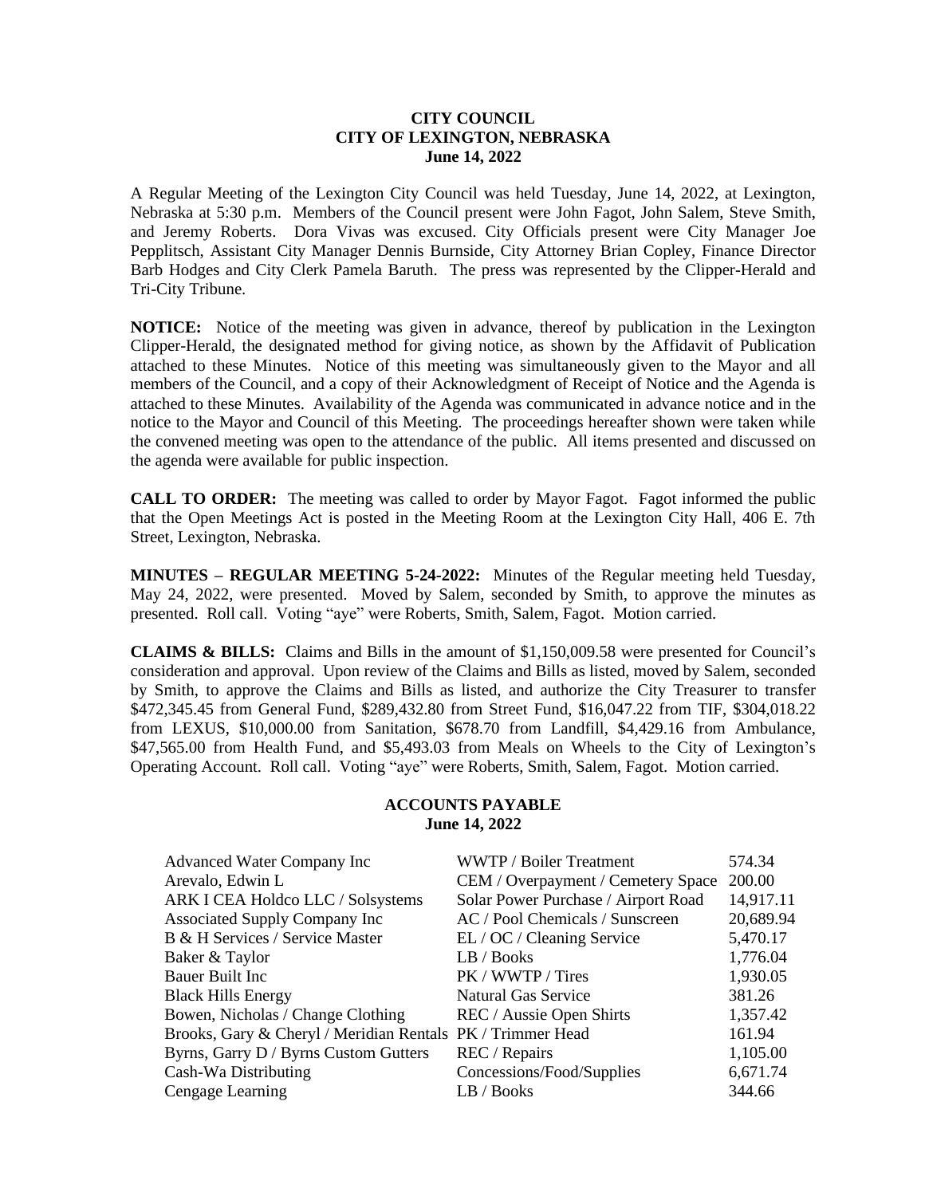**CITY COUNCIL**
**CITY OF LEXINGTON, NEBRASKA**
**June 14, 2022**

A Regular Meeting of the Lexington City Council was held Tuesday, June 14, 2022, at Lexington, Nebraska at 5:30 p.m. Members of the Council present were John Fagot, John Salem, Steve Smith, and Jeremy Roberts. Dora Vivas was excused. City Officials present were City Manager Joe Pepplitsch, Assistant City Manager Dennis Burnside, City Attorney Brian Copley, Finance Director Barb Hodges and City Clerk Pamela Baruth. The press was represented by the Clipper-Herald and Tri-City Tribune.

**NOTICE:** Notice of the meeting was given in advance, thereof by publication in the Lexington Clipper-Herald, the designated method for giving notice, as shown by the Affidavit of Publication attached to these Minutes. Notice of this meeting was simultaneously given to the Mayor and all members of the Council, and a copy of their Acknowledgment of Receipt of Notice and the Agenda is attached to these Minutes. Availability of the Agenda was communicated in advance notice and in the notice to the Mayor and Council of this Meeting. The proceedings hereafter shown were taken while the convened meeting was open to the attendance of the public. All items presented and discussed on the agenda were available for public inspection.

**CALL TO ORDER:** The meeting was called to order by Mayor Fagot. Fagot informed the public that the Open Meetings Act is posted in the Meeting Room at the Lexington City Hall, 406 E. 7th Street, Lexington, Nebraska.

**MINUTES – REGULAR MEETING 5-24-2022:** Minutes of the Regular meeting held Tuesday, May 24, 2022, were presented. Moved by Salem, seconded by Smith, to approve the minutes as presented. Roll call. Voting "aye" were Roberts, Smith, Salem, Fagot. Motion carried.

**CLAIMS & BILLS:** Claims and Bills in the amount of $1,150,009.58 were presented for Council's consideration and approval. Upon review of the Claims and Bills as listed, moved by Salem, seconded by Smith, to approve the Claims and Bills as listed, and authorize the City Treasurer to transfer $472,345.45 from General Fund, $289,432.80 from Street Fund, $16,047.22 from TIF, $304,018.22 from LEXUS, $10,000.00 from Sanitation, $678.70 from Landfill, $4,429.16 from Ambulance, $47,565.00 from Health Fund, and $5,493.03 from Meals on Wheels to the City of Lexington's Operating Account. Roll call. Voting "aye" were Roberts, Smith, Salem, Fagot. Motion carried.

**ACCOUNTS PAYABLE**
**June 14, 2022**

| | | |
|---|---|---|
| Advanced Water Company Inc | WWTP / Boiler Treatment | 574.34 |
| Arevalo, Edwin L | CEM / Overpayment / Cemetery Space | 200.00 |
| ARK I CEA Holdco LLC / Solsystems | Solar Power Purchase / Airport Road | 14,917.11 |
| Associated Supply Company Inc | AC / Pool Chemicals / Sunscreen | 20,689.94 |
| B & H Services / Service Master | EL / OC / Cleaning Service | 5,470.17 |
| Baker & Taylor | LB / Books | 1,776.04 |
| Bauer Built Inc | PK / WWTP / Tires | 1,930.05 |
| Black Hills Energy | Natural Gas Service | 381.26 |
| Bowen, Nicholas / Change Clothing | REC / Aussie Open Shirts | 1,357.42 |
| Brooks, Gary & Cheryl / Meridian Rentals | PK / Trimmer Head | 161.94 |
| Byrns, Garry D / Byrns Custom Gutters | REC / Repairs | 1,105.00 |
| Cash-Wa Distributing | Concessions/Food/Supplies | 6,671.74 |
| Cengage Learning | LB / Books | 344.66 |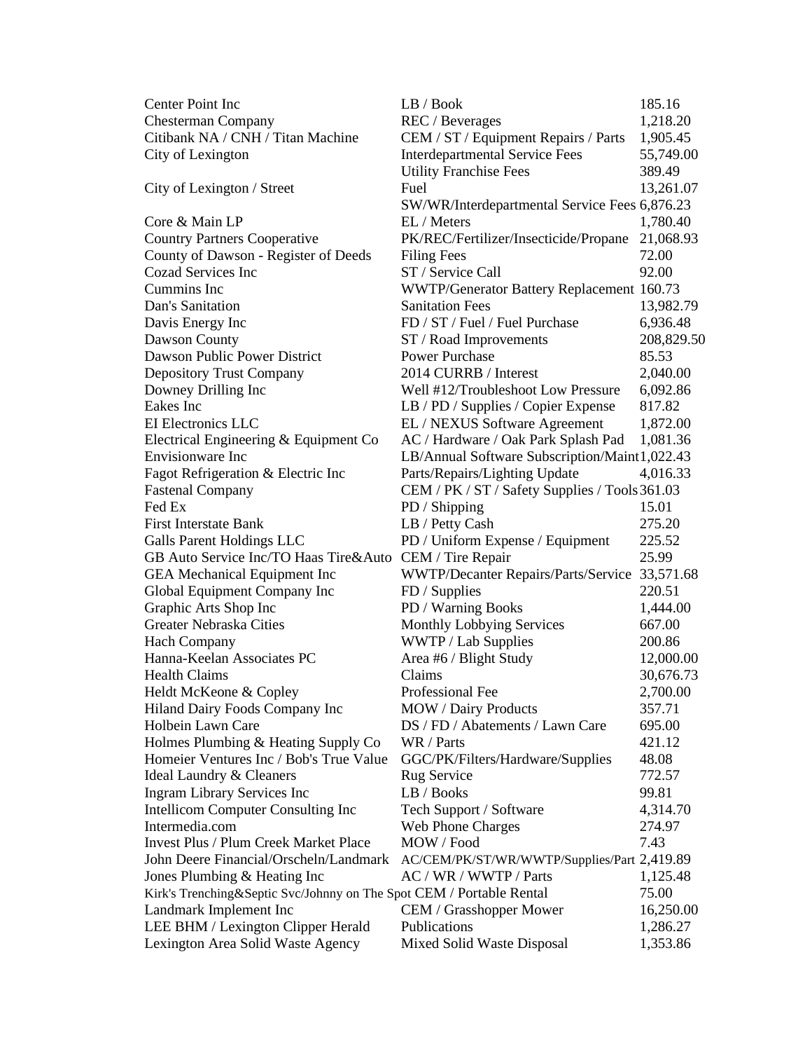| | | |
|---|---|---|
| Center Point Inc | LB / Book | 185.16 |
| Chesterman Company | REC / Beverages | 1,218.20 |
| Citibank NA / CNH / Titan Machine | CEM / ST / Equipment Repairs / Parts | 1,905.45 |
| City of Lexington | Interdepartmental Service Fees | 55,749.00 |
| | Utility Franchise Fees | 389.49 |
| City of Lexington / Street | Fuel | 13,261.07 |
| | SW/WR/Interdepartmental Service Fees | 6,876.23 |
| Core & Main LP | EL / Meters | 1,780.40 |
| Country Partners Cooperative | PK/REC/Fertilizer/Insecticide/Propane | 21,068.93 |
| County of Dawson - Register of Deeds | Filing Fees | 72.00 |
| Cozad Services Inc | ST / Service Call | 92.00 |
| Cummins Inc | WWTP/Generator Battery Replacement | 160.73 |
| Dan's Sanitation | Sanitation Fees | 13,982.79 |
| Davis Energy Inc | FD / ST / Fuel / Fuel Purchase | 6,936.48 |
| Dawson County | ST / Road Improvements | 208,829.50 |
| Dawson Public Power District | Power Purchase | 85.53 |
| Depository Trust Company | 2014 CURRB / Interest | 2,040.00 |
| Downey Drilling Inc | Well #12/Troubleshoot Low Pressure | 6,092.86 |
| Eakes Inc | LB / PD / Supplies / Copier Expense | 817.82 |
| EI Electronics LLC | EL / NEXUS Software Agreement | 1,872.00 |
| Electrical Engineering & Equipment Co | AC / Hardware / Oak Park Splash Pad | 1,081.36 |
| Envisionware Inc | LB/Annual Software Subscription/Maint | 1,022.43 |
| Fagot Refrigeration & Electric Inc | Parts/Repairs/Lighting Update | 4,016.33 |
| Fastenal Company | CEM / PK / ST / Safety Supplies / Tools | 361.03 |
| Fed Ex | PD / Shipping | 15.01 |
| First Interstate Bank | LB / Petty Cash | 275.20 |
| Galls Parent Holdings LLC | PD / Uniform Expense / Equipment | 225.52 |
| GB Auto Service Inc/TO Haas Tire&Auto | CEM / Tire Repair | 25.99 |
| GEA Mechanical Equipment Inc | WWTP/Decanter Repairs/Parts/Service | 33,571.68 |
| Global Equipment Company Inc | FD / Supplies | 220.51 |
| Graphic Arts Shop Inc | PD / Warning Books | 1,444.00 |
| Greater Nebraska Cities | Monthly Lobbying Services | 667.00 |
| Hach Company | WWTP / Lab Supplies | 200.86 |
| Hanna-Keelan Associates PC | Area #6 / Blight Study | 12,000.00 |
| Health Claims | Claims | 30,676.73 |
| Heldt McKeone & Copley | Professional Fee | 2,700.00 |
| Hiland Dairy Foods Company Inc | MOW / Dairy Products | 357.71 |
| Holbein Lawn Care | DS / FD / Abatements / Lawn Care | 695.00 |
| Holmes Plumbing & Heating Supply Co | WR / Parts | 421.12 |
| Homeier Ventures Inc / Bob's True Value | GGC/PK/Filters/Hardware/Supplies | 48.08 |
| Ideal Laundry & Cleaners | Rug Service | 772.57 |
| Ingram Library Services Inc | LB / Books | 99.81 |
| Intellicom Computer Consulting Inc | Tech Support / Software | 4,314.70 |
| Intermedia.com | Web Phone Charges | 274.97 |
| Invest Plus / Plum Creek Market Place | MOW / Food | 7.43 |
| John Deere Financial/Orscheln/Landmark | AC/CEM/PK/ST/WR/WWTP/Supplies/Part | 2,419.89 |
| Jones Plumbing & Heating Inc | AC / WR / WWTP / Parts | 1,125.48 |
| Kirk's Trenching&Septic Svc/Johnny on The Spot | CEM / Portable Rental | 75.00 |
| Landmark Implement Inc | CEM / Grasshopper Mower | 16,250.00 |
| LEE BHM / Lexington Clipper Herald | Publications | 1,286.27 |
| Lexington Area Solid Waste Agency | Mixed Solid Waste Disposal | 1,353.86 |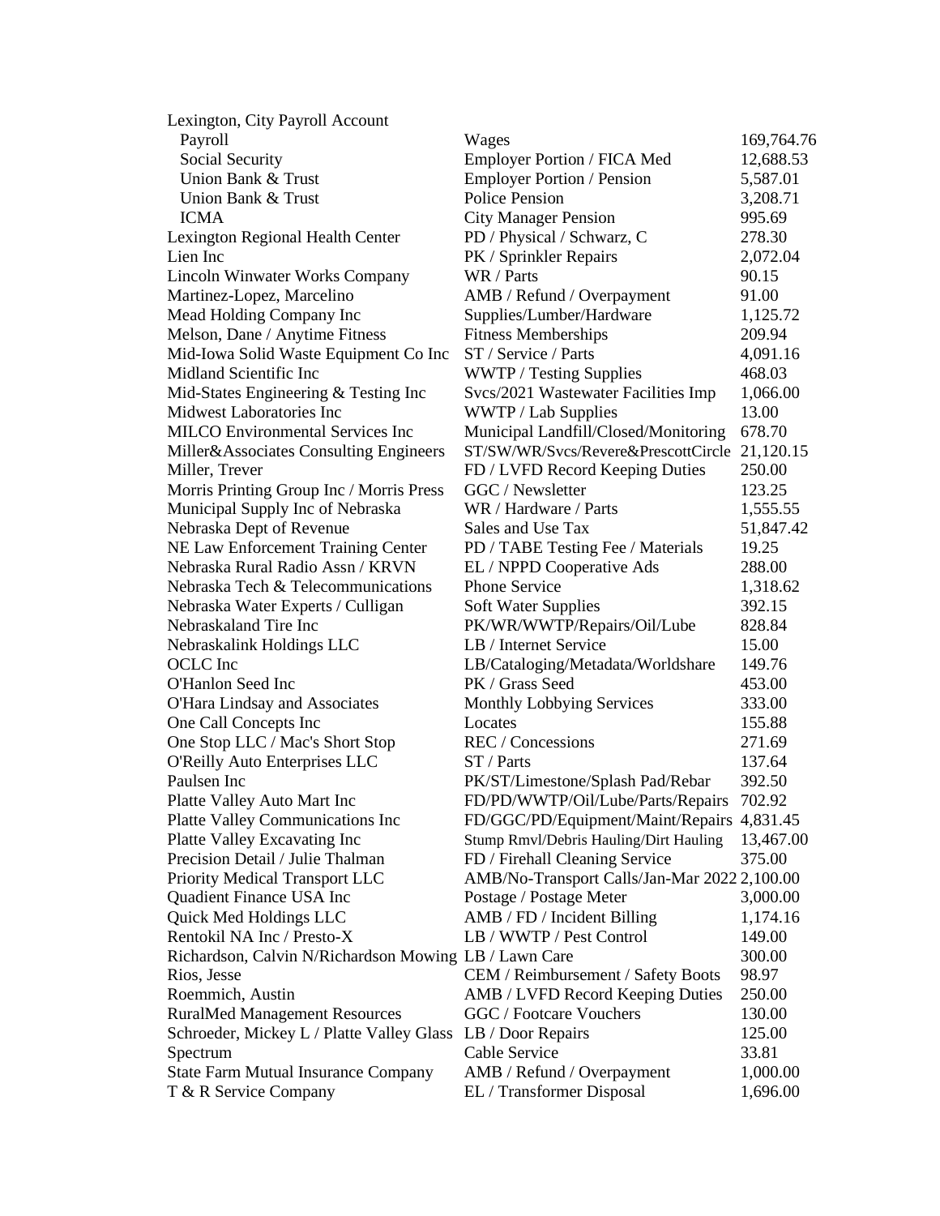| | | |
|---|---|---|
| Lexington, City Payroll Account | | |
| Payroll | Wages | 169,764.76 |
| Social Security | Employer Portion / FICA Med | 12,688.53 |
| Union Bank & Trust | Employer Portion / Pension | 5,587.01 |
| Union Bank & Trust | Police Pension | 3,208.71 |
| ICMA | City Manager Pension | 995.69 |
| Lexington Regional Health Center | PD / Physical / Schwarz, C | 278.30 |
| Lien Inc | PK / Sprinkler Repairs | 2,072.04 |
| Lincoln Winwater Works Company | WR / Parts | 90.15 |
| Martinez-Lopez, Marcelino | AMB / Refund / Overpayment | 91.00 |
| Mead Holding Company Inc | Supplies/Lumber/Hardware | 1,125.72 |
| Melson, Dane / Anytime Fitness | Fitness Memberships | 209.94 |
| Mid-Iowa Solid Waste Equipment Co Inc | ST / Service / Parts | 4,091.16 |
| Midland Scientific Inc | WWTP / Testing Supplies | 468.03 |
| Mid-States Engineering & Testing Inc | Svcs/2021 Wastewater Facilities Imp | 1,066.00 |
| Midwest Laboratories Inc | WWTP / Lab Supplies | 13.00 |
| MILCO Environmental Services Inc | Municipal Landfill/Closed/Monitoring | 678.70 |
| Miller&Associates Consulting Engineers | ST/SW/WR/Svcs/Revere&PrescottCircle | 21,120.15 |
| Miller, Trever | FD / LVFD Record Keeping Duties | 250.00 |
| Morris Printing Group Inc / Morris Press | GGC / Newsletter | 123.25 |
| Municipal Supply Inc of Nebraska | WR / Hardware / Parts | 1,555.55 |
| Nebraska Dept of Revenue | Sales and Use Tax | 51,847.42 |
| NE Law Enforcement Training Center | PD / TABE Testing Fee / Materials | 19.25 |
| Nebraska Rural Radio Assn / KRVN | EL / NPPD Cooperative Ads | 288.00 |
| Nebraska Tech & Telecommunications | Phone Service | 1,318.62 |
| Nebraska Water Experts / Culligan | Soft Water Supplies | 392.15 |
| Nebraskaland Tire Inc | PK/WR/WWTP/Repairs/Oil/Lube | 828.84 |
| Nebraskalink Holdings LLC | LB / Internet Service | 15.00 |
| OCLC Inc | LB/Cataloging/Metadata/Worldshare | 149.76 |
| O'Hanlon Seed Inc | PK / Grass Seed | 453.00 |
| O'Hara Lindsay and Associates | Monthly Lobbying Services | 333.00 |
| One Call Concepts Inc | Locates | 155.88 |
| One Stop LLC / Mac's Short Stop | REC / Concessions | 271.69 |
| O'Reilly Auto Enterprises LLC | ST / Parts | 137.64 |
| Paulsen Inc | PK/ST/Limestone/Splash Pad/Rebar | 392.50 |
| Platte Valley Auto Mart Inc | FD/PD/WWTP/Oil/Lube/Parts/Repairs | 702.92 |
| Platte Valley Communications Inc | FD/GGC/PD/Equipment/Maint/Repairs | 4,831.45 |
| Platte Valley Excavating Inc | Stump Rmvl/Debris Hauling/Dirt Hauling | 13,467.00 |
| Precision Detail / Julie Thalman | FD / Firehall Cleaning Service | 375.00 |
| Priority Medical Transport LLC | AMB/No-Transport Calls/Jan-Mar 2022 | 2,100.00 |
| Quadient Finance USA Inc | Postage / Postage Meter | 3,000.00 |
| Quick Med Holdings LLC | AMB / FD / Incident Billing | 1,174.16 |
| Rentokil NA Inc / Presto-X | LB / WWTP / Pest Control | 149.00 |
| Richardson, Calvin N/Richardson Mowing | LB / Lawn Care | 300.00 |
| Rios, Jesse | CEM / Reimbursement / Safety Boots | 98.97 |
| Roemmich, Austin | AMB / LVFD Record Keeping Duties | 250.00 |
| RuralMed Management Resources | GGC / Footcare Vouchers | 130.00 |
| Schroeder, Mickey L / Platte Valley Glass | LB / Door Repairs | 125.00 |
| Spectrum | Cable Service | 33.81 |
| State Farm Mutual Insurance Company | AMB / Refund / Overpayment | 1,000.00 |
| T & R Service Company | EL / Transformer Disposal | 1,696.00 |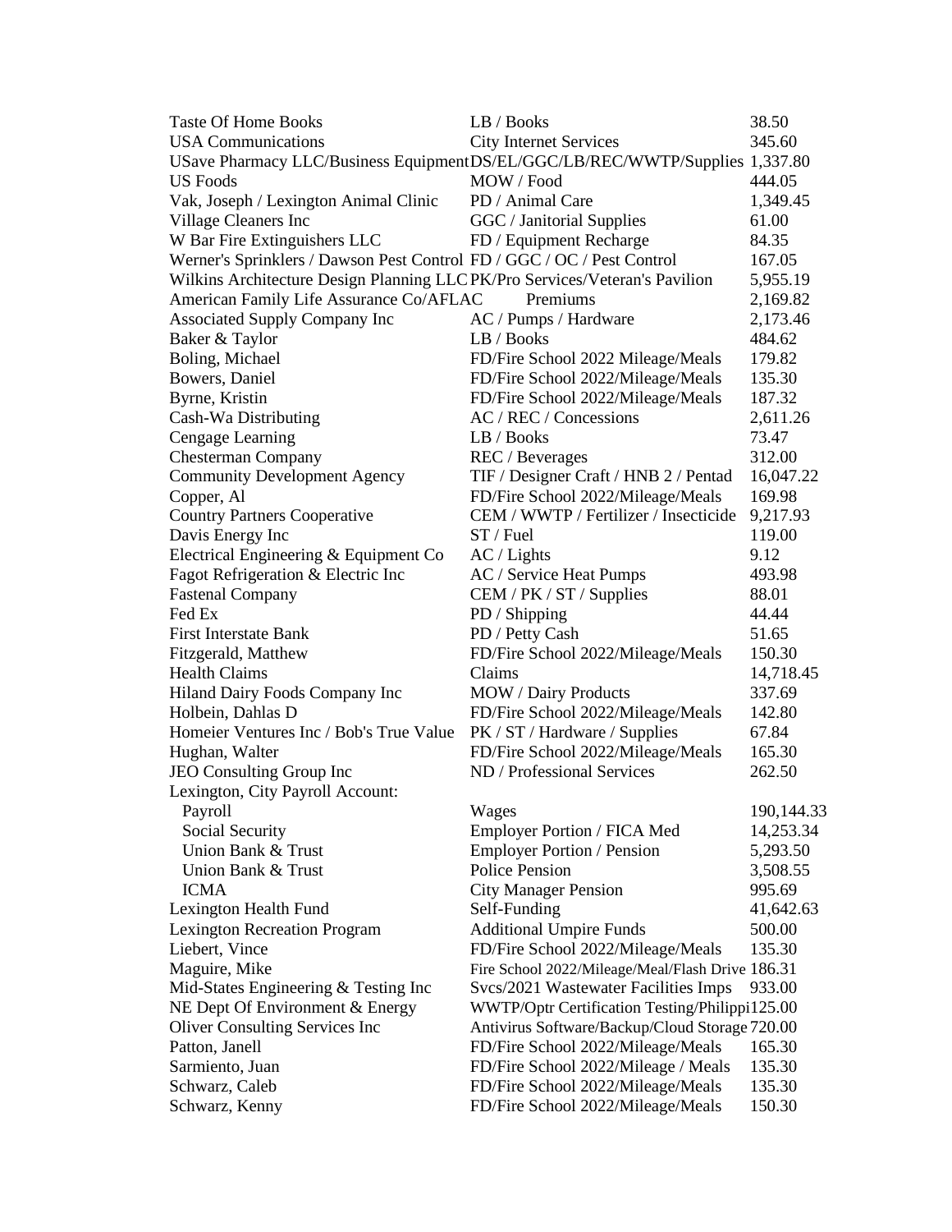| | | |
|---|---|---|
| Taste Of Home Books | LB / Books | 38.50 |
| USA Communications | City Internet Services | 345.60 |
| USave Pharmacy LLC/Business Equipment | DS/EL/GGC/LB/REC/WWTP/Supplies | 1,337.80 |
| US Foods | MOW / Food | 444.05 |
| Vak, Joseph / Lexington Animal Clinic | PD / Animal Care | 1,349.45 |
| Village Cleaners Inc | GGC / Janitorial Supplies | 61.00 |
| W Bar Fire Extinguishers LLC | FD / Equipment Recharge | 84.35 |
| Werner's Sprinklers / Dawson Pest Control | FD / GGC / OC / Pest Control | 167.05 |
| Wilkins Architecture Design Planning LLC | PK/Pro Services/Veteran's Pavilion | 5,955.19 |
| American Family Life Assurance Co/AFLAC | Premiums | 2,169.82 |
| Associated Supply Company Inc | AC / Pumps / Hardware | 2,173.46 |
| Baker & Taylor | LB / Books | 484.62 |
| Boling, Michael | FD/Fire School 2022 Mileage/Meals | 179.82 |
| Bowers, Daniel | FD/Fire School 2022/Mileage/Meals | 135.30 |
| Byrne, Kristin | FD/Fire School 2022/Mileage/Meals | 187.32 |
| Cash-Wa Distributing | AC / REC / Concessions | 2,611.26 |
| Cengage Learning | LB / Books | 73.47 |
| Chesterman Company | REC / Beverages | 312.00 |
| Community Development Agency | TIF / Designer Craft / HNB 2 / Pentad | 16,047.22 |
| Copper, Al | FD/Fire School 2022/Mileage/Meals | 169.98 |
| Country Partners Cooperative | CEM / WWTP / Fertilizer / Insecticide | 9,217.93 |
| Davis Energy Inc | ST / Fuel | 119.00 |
| Electrical Engineering & Equipment Co | AC / Lights | 9.12 |
| Fagot Refrigeration & Electric Inc | AC / Service Heat Pumps | 493.98 |
| Fastenal Company | CEM / PK / ST / Supplies | 88.01 |
| Fed Ex | PD / Shipping | 44.44 |
| First Interstate Bank | PD / Petty Cash | 51.65 |
| Fitzgerald, Matthew | FD/Fire School 2022/Mileage/Meals | 150.30 |
| Health Claims | Claims | 14,718.45 |
| Hiland Dairy Foods Company Inc | MOW / Dairy Products | 337.69 |
| Holbein, Dahlas D | FD/Fire School 2022/Mileage/Meals | 142.80 |
| Homeier Ventures Inc / Bob's True Value | PK / ST / Hardware / Supplies | 67.84 |
| Hughan, Walter | FD/Fire School 2022/Mileage/Meals | 165.30 |
| JEO Consulting Group Inc | ND / Professional Services | 262.50 |
| Lexington, City Payroll Account: | | |
| Payroll | Wages | 190,144.33 |
| Social Security | Employer Portion / FICA Med | 14,253.34 |
| Union Bank & Trust | Employer Portion / Pension | 5,293.50 |
| Union Bank & Trust | Police Pension | 3,508.55 |
| ICMA | City Manager Pension | 995.69 |
| Lexington Health Fund | Self-Funding | 41,642.63 |
| Lexington Recreation Program | Additional Umpire Funds | 500.00 |
| Liebert, Vince | FD/Fire School 2022/Mileage/Meals | 135.30 |
| Maguire, Mike | Fire School 2022/Mileage/Meal/Flash Drive | 186.31 |
| Mid-States Engineering & Testing Inc | Svcs/2021 Wastewater Facilities Imps | 933.00 |
| NE Dept Of Environment & Energy | WWTP/Optr Certification Testing/Philippi | 125.00 |
| Oliver Consulting Services Inc | Antivirus Software/Backup/Cloud Storage | 720.00 |
| Patton, Janell | FD/Fire School 2022/Mileage/Meals | 165.30 |
| Sarmiento, Juan | FD/Fire School 2022/Mileage / Meals | 135.30 |
| Schwarz, Caleb | FD/Fire School 2022/Mileage/Meals | 135.30 |
| Schwarz, Kenny | FD/Fire School 2022/Mileage/Meals | 150.30 |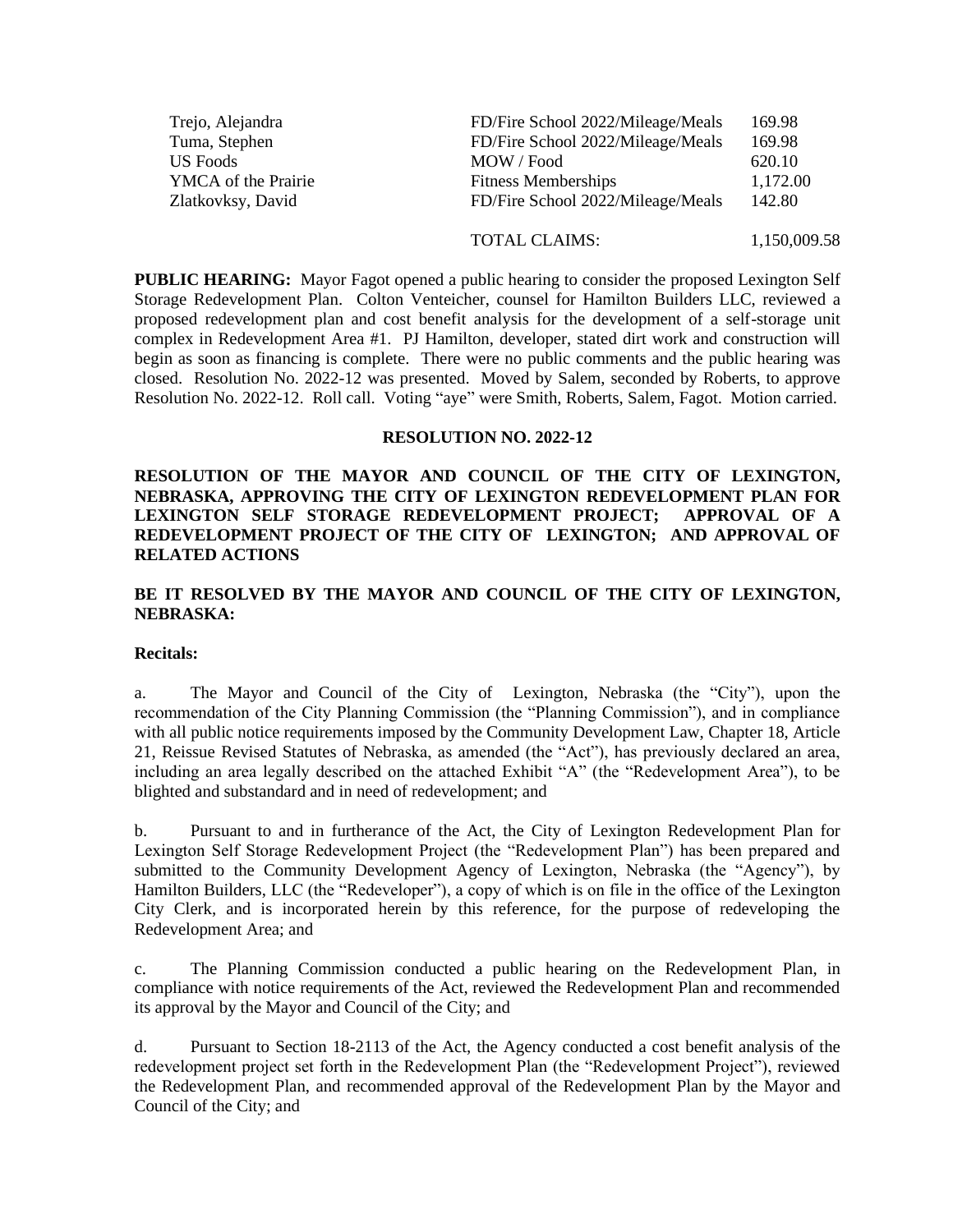| | | |
|---|---|---|
| Trejo, Alejandra | FD/Fire School 2022/Mileage/Meals | 169.98 |
| Tuma, Stephen | FD/Fire School 2022/Mileage/Meals | 169.98 |
| US Foods | MOW / Food | 620.10 |
| YMCA of the Prairie | Fitness Memberships | 1,172.00 |
| Zlatkovksy, David | FD/Fire School 2022/Mileage/Meals | 142.80 |
| | TOTAL CLAIMS: | 1,150,009.58 |

**PUBLIC HEARING:** Mayor Fagot opened a public hearing to consider the proposed Lexington Self Storage Redevelopment Plan. Colton Venteicher, counsel for Hamilton Builders LLC, reviewed a proposed redevelopment plan and cost benefit analysis for the development of a self-storage unit complex in Redevelopment Area #1. PJ Hamilton, developer, stated dirt work and construction will begin as soon as financing is complete. There were no public comments and the public hearing was closed. Resolution No. 2022-12 was presented. Moved by Salem, seconded by Roberts, to approve Resolution No. 2022-12. Roll call. Voting "aye" were Smith, Roberts, Salem, Fagot. Motion carried.

**RESOLUTION NO. 2022-12**

**RESOLUTION OF THE MAYOR AND COUNCIL OF THE CITY OF LEXINGTON, NEBRASKA, APPROVING THE CITY OF LEXINGTON REDEVELOPMENT PLAN FOR LEXINGTON SELF STORAGE REDEVELOPMENT PROJECT; APPROVAL OF A REDEVELOPMENT PROJECT OF THE CITY OF LEXINGTON; AND APPROVAL OF RELATED ACTIONS**

**BE IT RESOLVED BY THE MAYOR AND COUNCIL OF THE CITY OF LEXINGTON, NEBRASKA:**

**Recitals:**

a. The Mayor and Council of the City of Lexington, Nebraska (the "City"), upon the recommendation of the City Planning Commission (the "Planning Commission"), and in compliance with all public notice requirements imposed by the Community Development Law, Chapter 18, Article 21, Reissue Revised Statutes of Nebraska, as amended (the "Act"), has previously declared an area, including an area legally described on the attached Exhibit "A" (the "Redevelopment Area"), to be blighted and substandard and in need of redevelopment; and

b. Pursuant to and in furtherance of the Act, the City of Lexington Redevelopment Plan for Lexington Self Storage Redevelopment Project (the "Redevelopment Plan") has been prepared and submitted to the Community Development Agency of Lexington, Nebraska (the "Agency"), by Hamilton Builders, LLC (the "Redeveloper"), a copy of which is on file in the office of the Lexington City Clerk, and is incorporated herein by this reference, for the purpose of redeveloping the Redevelopment Area; and

c. The Planning Commission conducted a public hearing on the Redevelopment Plan, in compliance with notice requirements of the Act, reviewed the Redevelopment Plan and recommended its approval by the Mayor and Council of the City; and

d. Pursuant to Section 18-2113 of the Act, the Agency conducted a cost benefit analysis of the redevelopment project set forth in the Redevelopment Plan (the "Redevelopment Project"), reviewed the Redevelopment Plan, and recommended approval of the Redevelopment Plan by the Mayor and Council of the City; and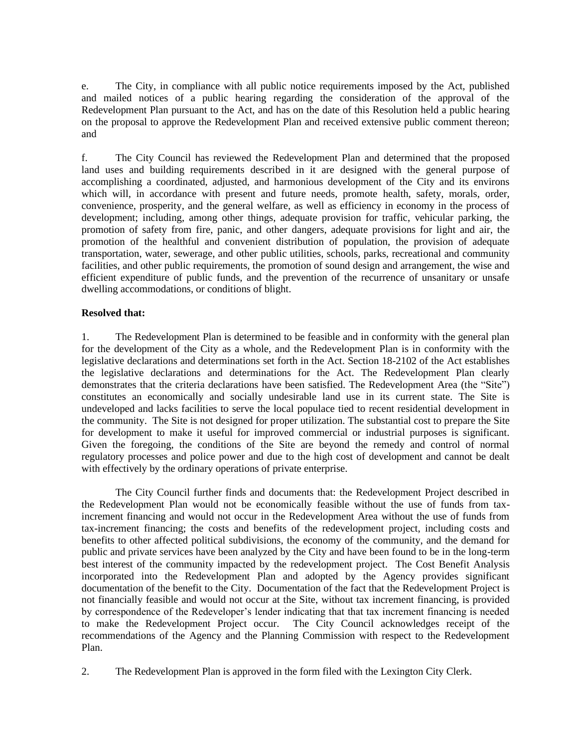e. The City, in compliance with all public notice requirements imposed by the Act, published and mailed notices of a public hearing regarding the consideration of the approval of the Redevelopment Plan pursuant to the Act, and has on the date of this Resolution held a public hearing on the proposal to approve the Redevelopment Plan and received extensive public comment thereon; and

f. The City Council has reviewed the Redevelopment Plan and determined that the proposed land uses and building requirements described in it are designed with the general purpose of accomplishing a coordinated, adjusted, and harmonious development of the City and its environs which will, in accordance with present and future needs, promote health, safety, morals, order, convenience, prosperity, and the general welfare, as well as efficiency in economy in the process of development; including, among other things, adequate provision for traffic, vehicular parking, the promotion of safety from fire, panic, and other dangers, adequate provisions for light and air, the promotion of the healthful and convenient distribution of population, the provision of adequate transportation, water, sewerage, and other public utilities, schools, parks, recreational and community facilities, and other public requirements, the promotion of sound design and arrangement, the wise and efficient expenditure of public funds, and the prevention of the recurrence of unsanitary or unsafe dwelling accommodations, or conditions of blight.

**Resolved that:**

1. The Redevelopment Plan is determined to be feasible and in conformity with the general plan for the development of the City as a whole, and the Redevelopment Plan is in conformity with the legislative declarations and determinations set forth in the Act. Section 18-2102 of the Act establishes the legislative declarations and determinations for the Act. The Redevelopment Plan clearly demonstrates that the criteria declarations have been satisfied. The Redevelopment Area (the "Site") constitutes an economically and socially undesirable land use in its current state. The Site is undeveloped and lacks facilities to serve the local populace tied to recent residential development in the community. The Site is not designed for proper utilization. The substantial cost to prepare the Site for development to make it useful for improved commercial or industrial purposes is significant. Given the foregoing, the conditions of the Site are beyond the remedy and control of normal regulatory processes and police power and due to the high cost of development and cannot be dealt with effectively by the ordinary operations of private enterprise.

The City Council further finds and documents that: the Redevelopment Project described in the Redevelopment Plan would not be economically feasible without the use of funds from tax-increment financing and would not occur in the Redevelopment Area without the use of funds from tax-increment financing; the costs and benefits of the redevelopment project, including costs and benefits to other affected political subdivisions, the economy of the community, and the demand for public and private services have been analyzed by the City and have been found to be in the long-term best interest of the community impacted by the redevelopment project. The Cost Benefit Analysis incorporated into the Redevelopment Plan and adopted by the Agency provides significant documentation of the benefit to the City. Documentation of the fact that the Redevelopment Project is not financially feasible and would not occur at the Site, without tax increment financing, is provided by correspondence of the Redeveloper's lender indicating that that tax increment financing is needed to make the Redevelopment Project occur. The City Council acknowledges receipt of the recommendations of the Agency and the Planning Commission with respect to the Redevelopment Plan.

2. The Redevelopment Plan is approved in the form filed with the Lexington City Clerk.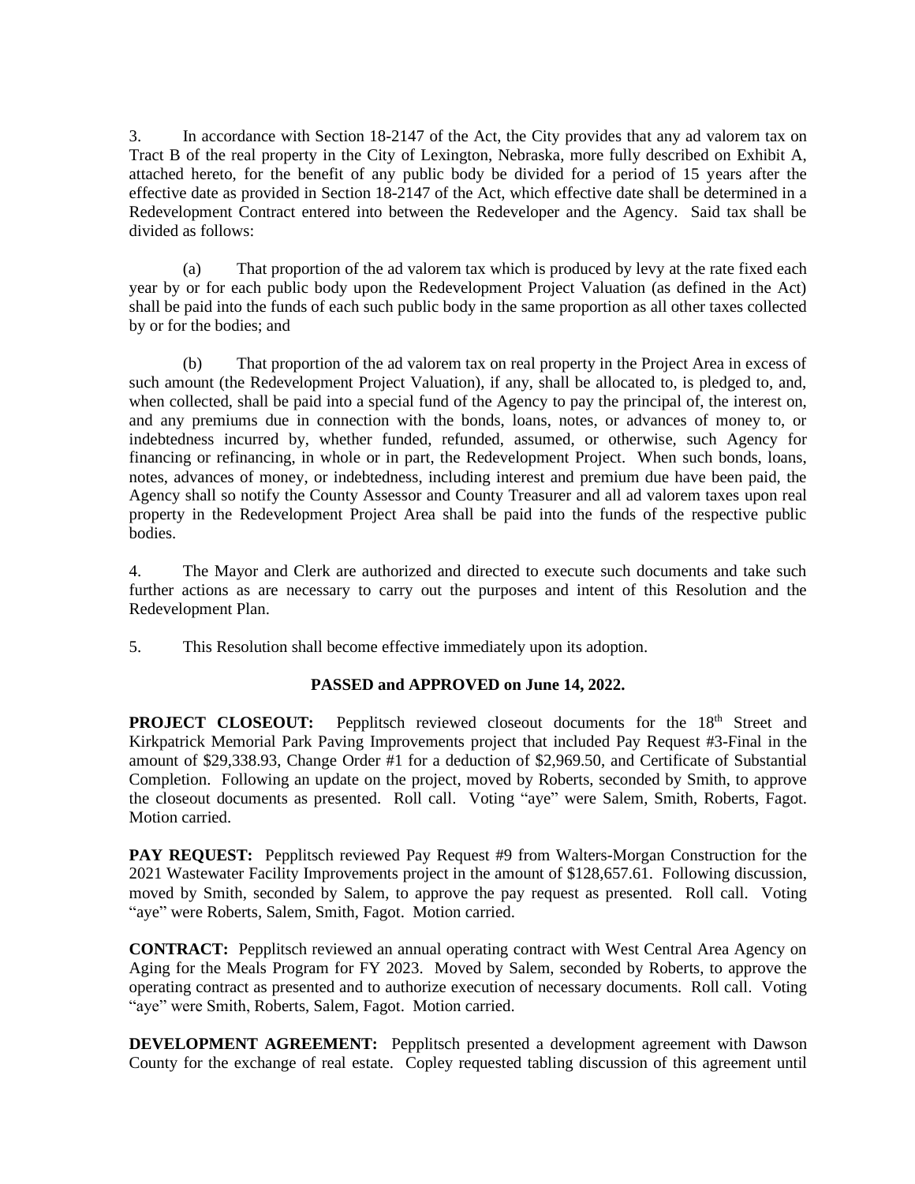3. In accordance with Section 18-2147 of the Act, the City provides that any ad valorem tax on Tract B of the real property in the City of Lexington, Nebraska, more fully described on Exhibit A, attached hereto, for the benefit of any public body be divided for a period of 15 years after the effective date as provided in Section 18-2147 of the Act, which effective date shall be determined in a Redevelopment Contract entered into between the Redeveloper and the Agency. Said tax shall be divided as follows:

(a) That proportion of the ad valorem tax which is produced by levy at the rate fixed each year by or for each public body upon the Redevelopment Project Valuation (as defined in the Act) shall be paid into the funds of each such public body in the same proportion as all other taxes collected by or for the bodies; and

(b) That proportion of the ad valorem tax on real property in the Project Area in excess of such amount (the Redevelopment Project Valuation), if any, shall be allocated to, is pledged to, and, when collected, shall be paid into a special fund of the Agency to pay the principal of, the interest on, and any premiums due in connection with the bonds, loans, notes, or advances of money to, or indebtedness incurred by, whether funded, refunded, assumed, or otherwise, such Agency for financing or refinancing, in whole or in part, the Redevelopment Project. When such bonds, loans, notes, advances of money, or indebtedness, including interest and premium due have been paid, the Agency shall so notify the County Assessor and County Treasurer and all ad valorem taxes upon real property in the Redevelopment Project Area shall be paid into the funds of the respective public bodies.

4. The Mayor and Clerk are authorized and directed to execute such documents and take such further actions as are necessary to carry out the purposes and intent of this Resolution and the Redevelopment Plan.

5. This Resolution shall become effective immediately upon its adoption.

**PASSED and APPROVED on June 14, 2022.**

**PROJECT CLOSEOUT:** Pepplitsch reviewed closeout documents for the 18th Street and Kirkpatrick Memorial Park Paving Improvements project that included Pay Request #3-Final in the amount of $29,338.93, Change Order #1 for a deduction of $2,969.50, and Certificate of Substantial Completion. Following an update on the project, moved by Roberts, seconded by Smith, to approve the closeout documents as presented. Roll call. Voting "aye" were Salem, Smith, Roberts, Fagot. Motion carried.

**PAY REQUEST:** Pepplitsch reviewed Pay Request #9 from Walters-Morgan Construction for the 2021 Wastewater Facility Improvements project in the amount of $128,657.61. Following discussion, moved by Smith, seconded by Salem, to approve the pay request as presented. Roll call. Voting "aye" were Roberts, Salem, Smith, Fagot. Motion carried.

**CONTRACT:** Pepplitsch reviewed an annual operating contract with West Central Area Agency on Aging for the Meals Program for FY 2023. Moved by Salem, seconded by Roberts, to approve the operating contract as presented and to authorize execution of necessary documents. Roll call. Voting "aye" were Smith, Roberts, Salem, Fagot. Motion carried.

**DEVELOPMENT AGREEMENT:** Pepplitsch presented a development agreement with Dawson County for the exchange of real estate. Copley requested tabling discussion of this agreement until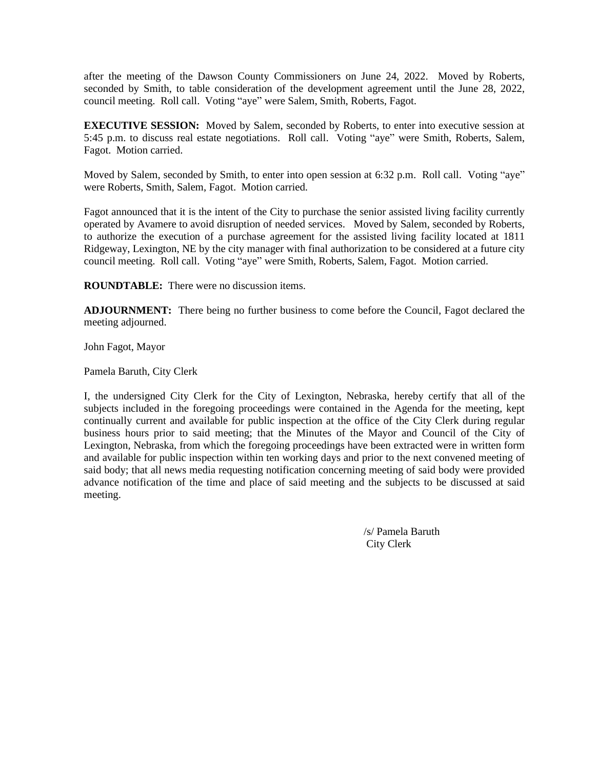after the meeting of the Dawson County Commissioners on June 24, 2022. Moved by Roberts, seconded by Smith, to table consideration of the development agreement until the June 28, 2022, council meeting. Roll call. Voting "aye" were Salem, Smith, Roberts, Fagot.

**EXECUTIVE SESSION:** Moved by Salem, seconded by Roberts, to enter into executive session at 5:45 p.m. to discuss real estate negotiations. Roll call. Voting "aye" were Smith, Roberts, Salem, Fagot. Motion carried.

Moved by Salem, seconded by Smith, to enter into open session at 6:32 p.m. Roll call. Voting "aye" were Roberts, Smith, Salem, Fagot. Motion carried.

Fagot announced that it is the intent of the City to purchase the senior assisted living facility currently operated by Avamere to avoid disruption of needed services. Moved by Salem, seconded by Roberts, to authorize the execution of a purchase agreement for the assisted living facility located at 1811 Ridgeway, Lexington, NE by the city manager with final authorization to be considered at a future city council meeting. Roll call. Voting "aye" were Smith, Roberts, Salem, Fagot. Motion carried.

**ROUNDTABLE:** There were no discussion items.

**ADJOURNMENT:** There being no further business to come before the Council, Fagot declared the meeting adjourned.

John Fagot, Mayor

Pamela Baruth, City Clerk

I, the undersigned City Clerk for the City of Lexington, Nebraska, hereby certify that all of the subjects included in the foregoing proceedings were contained in the Agenda for the meeting, kept continually current and available for public inspection at the office of the City Clerk during regular business hours prior to said meeting; that the Minutes of the Mayor and Council of the City of Lexington, Nebraska, from which the foregoing proceedings have been extracted were in written form and available for public inspection within ten working days and prior to the next convened meeting of said body; that all news media requesting notification concerning meeting of said body were provided advance notification of the time and place of said meeting and the subjects to be discussed at said meeting.

/s/ Pamela Baruth
City Clerk